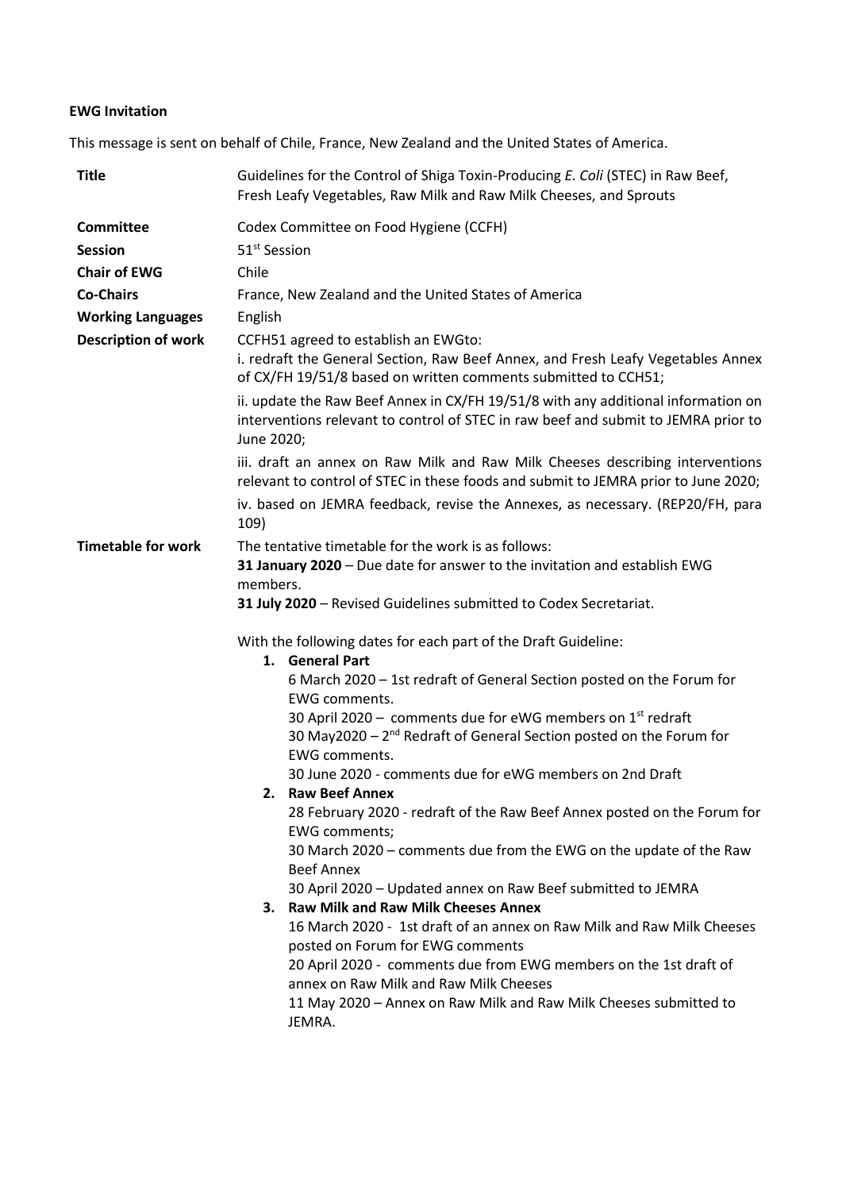**EWG Invitation**

This message is sent on behalf of Chile, France, New Zealand and the United States of America.

| | |
|---|---|
| **Title** | Guidelines for the Control of Shiga Toxin-Producing *E. Coli* (STEC) in Raw Beef, Fresh Leafy Vegetables, Raw Milk and Raw Milk Cheeses, and Sprouts |
| **Committee** | Codex Committee on Food Hygiene (CCFH) |
| **Session** | 51st Session |
| **Chair of EWG** | Chile |
| **Co-Chairs** | France, New Zealand and the United States of America |
| **Working Languages** | English |
| **Description of work** | CCFH51 agreed to establish an EWGto:<br>i. redraft the General Section, Raw Beef Annex, and Fresh Leafy Vegetables Annex of CX/FH 19/51/8 based on written comments submitted to CCH51;<br>ii. update the Raw Beef Annex in CX/FH 19/51/8 with any additional information on interventions relevant to control of STEC in raw beef and submit to JEMRA prior to June 2020;<br>iii. draft an annex on Raw Milk and Raw Milk Cheeses describing interventions relevant to control of STEC in these foods and submit to JEMRA prior to June 2020;<br>iv. based on JEMRA feedback, revise the Annexes, as necessary. (REP20/FH, para 109) |
| **Timetable for work** | The tentative timetable for the work is as follows:<br>**31 January 2020** – Due date for answer to the invitation and establish EWG members.<br>**31 July 2020** – Revised Guidelines submitted to Codex Secretariat.<br><br>With the following dates for each part of the Draft Guideline:<br>**1. General Part**<br>6 March 2020 – 1st redraft of General Section posted on the Forum for EWG comments.<br>30 April 2020 – comments due for eWG members on 1st redraft<br>30 May2020 – 2nd Redraft of General Section posted on the Forum for EWG comments.<br>30 June 2020 - comments due for eWG members on 2nd Draft<br>**2. Raw Beef Annex**<br>28 February 2020 - redraft of the Raw Beef Annex posted on the Forum for EWG comments;<br>30 March 2020 – comments due from the EWG on the update of the Raw Beef Annex<br>30 April 2020 – Updated annex on Raw Beef submitted to JEMRA<br>**3. Raw Milk and Raw Milk Cheeses Annex**<br>16 March 2020 - 1st draft of an annex on Raw Milk and Raw Milk Cheeses posted on Forum for EWG comments<br>20 April 2020 - comments due from EWG members on the 1st draft of annex on Raw Milk and Raw Milk Cheeses<br>11 May 2020 – Annex on Raw Milk and Raw Milk Cheeses submitted to JEMRA. |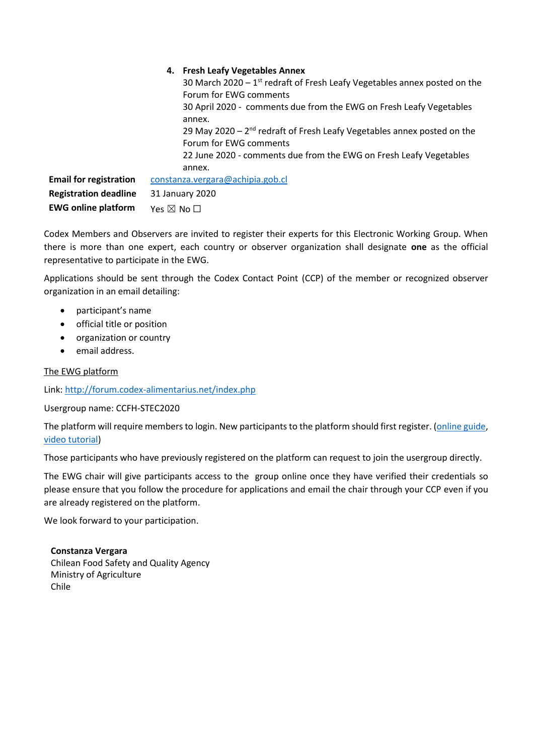4. **Fresh Leafy Vegetables Annex**
   30 March 2020 – 1st redraft of Fresh Leafy Vegetables annex posted on the Forum for EWG comments
   30 April 2020 - comments due from the EWG on Fresh Leafy Vegetables annex.
   29 May 2020 – 2nd redraft of Fresh Leafy Vegetables annex posted on the Forum for EWG comments
   22 June 2020 - comments due from the EWG on Fresh Leafy Vegetables annex.

| | |
|---|---|
| **Email for registration** | constanza.vergara@achipia.gob.cl |
| **Registration deadline** | 31 January 2020 |
| **EWG online platform** | Yes ☒ No ☐ |

Codex Members and Observers are invited to register their experts for this Electronic Working Group. When there is more than one expert, each country or observer organization shall designate **one** as the official representative to participate in the EWG.

Applications should be sent through the Codex Contact Point (CCP) of the member or recognized observer organization in an email detailing:

- participant's name
- official title or position
- organization or country
- email address.

The EWG platform

Link: http://forum.codex-alimentarius.net/index.php

Usergroup name: CCFH-STEC2020

The platform will require members to login. New participants to the platform should first register. (online guide, video tutorial)

Those participants who have previously registered on the platform can request to join the usergroup directly.

The EWG chair will give participants access to the group online once they have verified their credentials so please ensure that you follow the procedure for applications and email the chair through your CCP even if you are already registered on the platform.

We look forward to your participation.

**Constanza Vergara**
Chilean Food Safety and Quality Agency
Ministry of Agriculture
Chile